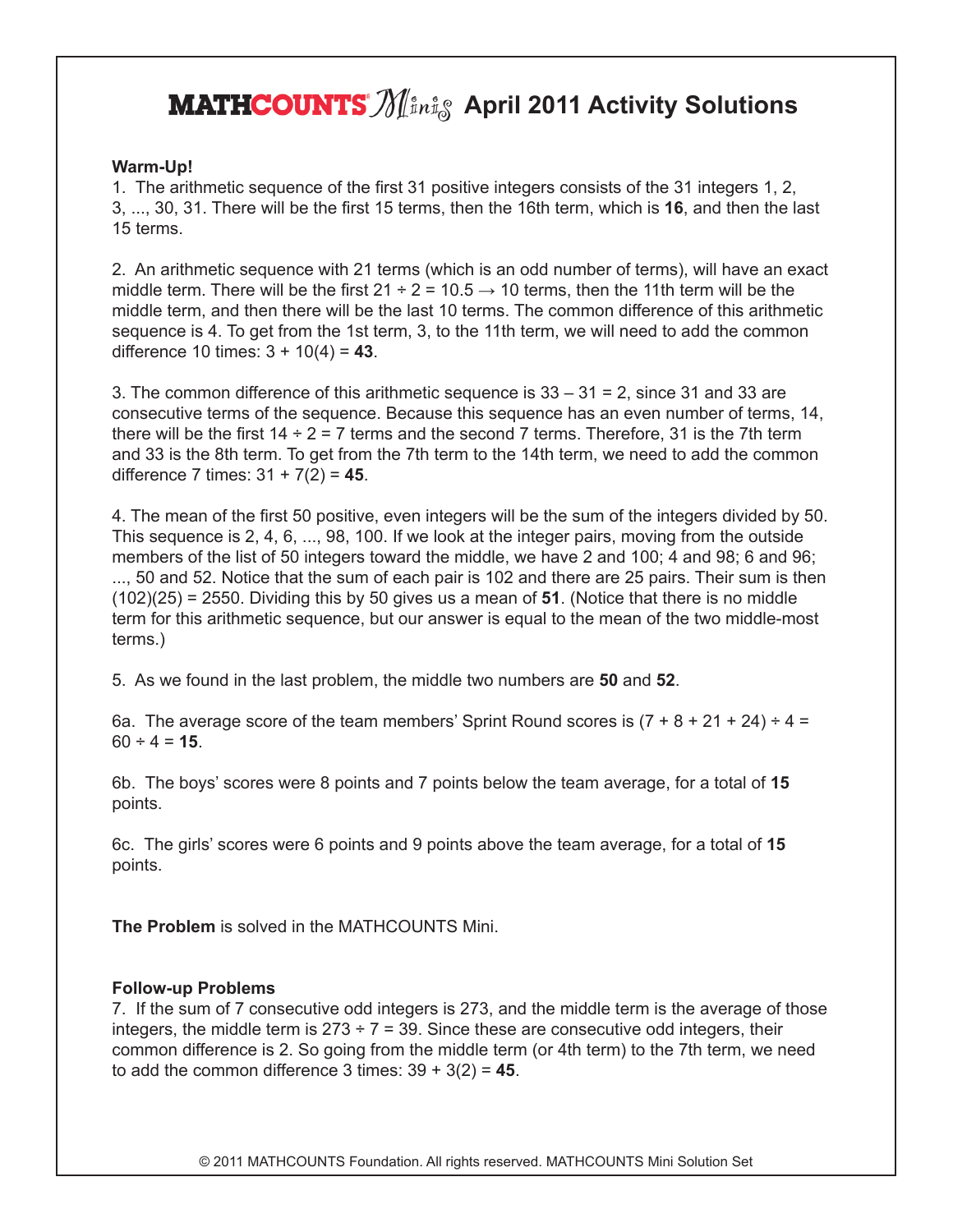# MATHCOUNTS Minis April 2011 Activity Solutions

**Warm-Up!**

1. The arithmetic sequence of the first 31 positive integers consists of the 31 integers 1, 2, 3, ..., 30, 31. There will be the first 15 terms, then the 16th term, which is **16**, and then the last 15 terms.

2. An arithmetic sequence with 21 terms (which is an odd number of terms), will have an exact middle term. There will be the first $21 \div 2 = 10.5 \rightarrow 10$ terms, then the 11th term will be the middle term, and then there will be the last 10 terms. The common difference of this arithmetic sequence is 4. To get from the 1st term, 3, to the 11th term, we will need to add the common difference 10 times: $3 + 10(4) =$ **43**.

3. The common difference of this arithmetic sequence is $33 - 31 = 2$, since 31 and 33 are consecutive terms of the sequence. Because this sequence has an even number of terms, 14, there will be the first $14 \div 2 = 7$ terms and the second 7 terms. Therefore, 31 is the 7th term and 33 is the 8th term. To get from the 7th term to the 14th term, we need to add the common difference 7 times: $31 + 7(2) =$ **45**.

4. The mean of the first 50 positive, even integers will be the sum of the integers divided by 50. This sequence is 2, 4, 6, ..., 98, 100. If we look at the integer pairs, moving from the outside members of the list of 50 integers toward the middle, we have 2 and 100; 4 and 98; 6 and 96; ..., 50 and 52. Notice that the sum of each pair is 102 and there are 25 pairs. Their sum is then $(102)(25) = 2550$. Dividing this by 50 gives us a mean of **51**. (Notice that there is no middle term for this arithmetic sequence, but our answer is equal to the mean of the two middle-most terms.)

5. As we found in the last problem, the middle two numbers are **50** and **52**.

6a. The average score of the team members' Sprint Round scores is $(7 + 8 + 21 + 24) \div 4 = 60 \div 4 =$ **15**.

6b. The boys' scores were 8 points and 7 points below the team average, for a total of **15** points.

6c. The girls' scores were 6 points and 9 points above the team average, for a total of **15** points.

**The Problem** is solved in the MATHCOUNTS Mini.

**Follow-up Problems**

7. If the sum of 7 consecutive odd integers is 273, and the middle term is the average of those integers, the middle term is $273 \div 7 = 39$. Since these are consecutive odd integers, their common difference is 2. So going from the middle term (or 4th term) to the 7th term, we need to add the common difference 3 times: $39 + 3(2) =$ **45**.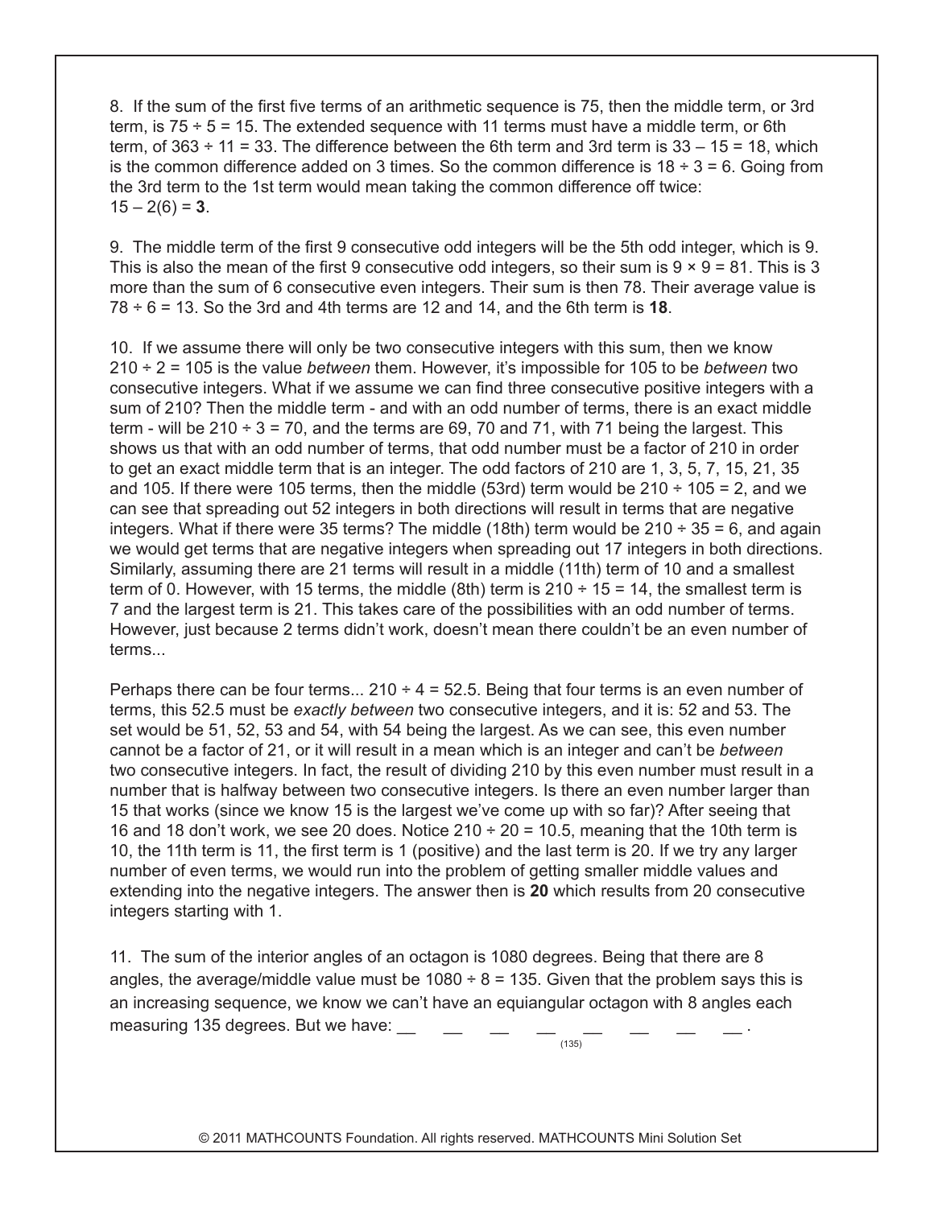8. If the sum of the first five terms of an arithmetic sequence is 75, then the middle term, or 3rd term, is $75 \div 5 = 15$. The extended sequence with 11 terms must have a middle term, or 6th term, of $363 \div 11 = 33$. The difference between the 6th term and 3rd term is $33 - 15 = 18$, which is the common difference added on 3 times. So the common difference is $18 \div 3 = 6$. Going from the 3rd term to the 1st term would mean taking the common difference off twice: $15 - 2(6) =$ **3**.

9. The middle term of the first 9 consecutive odd integers will be the 5th odd integer, which is 9. This is also the mean of the first 9 consecutive odd integers, so their sum is $9 \times 9 = 81$. This is 3 more than the sum of 6 consecutive even integers. Their sum is then 78. Their average value is $78 \div 6 = 13$. So the 3rd and 4th terms are 12 and 14, and the 6th term is **18**.

10. If we assume there will only be two consecutive integers with this sum, then we know $210 \div 2 = 105$ is the value *between* them. However, it's impossible for 105 to be *between* two consecutive integers. What if we assume we can find three consecutive positive integers with a sum of 210? Then the middle term - and with an odd number of terms, there is an exact middle term - will be $210 \div 3 = 70$, and the terms are 69, 70 and 71, with 71 being the largest. This shows us that with an odd number of terms, that odd number must be a factor of 210 in order to get an exact middle term that is an integer. The odd factors of 210 are 1, 3, 5, 7, 15, 21, 35 and 105. If there were 105 terms, then the middle (53rd) term would be $210 \div 105 = 2$, and we can see that spreading out 52 integers in both directions will result in terms that are negative integers. What if there were 35 terms? The middle (18th) term would be $210 \div 35 = 6$, and again we would get terms that are negative integers when spreading out 17 integers in both directions. Similarly, assuming there are 21 terms will result in a middle (11th) term of 10 and a smallest term of 0. However, with 15 terms, the middle (8th) term is $210 \div 15 = 14$, the smallest term is 7 and the largest term is 21. This takes care of the possibilities with an odd number of terms. However, just because 2 terms didn't work, doesn't mean there couldn't be an even number of terms...

Perhaps there can be four terms... $210 \div 4 = 52.5$. Being that four terms is an even number of terms, this 52.5 must be *exactly between* two consecutive integers, and it is: 52 and 53. The set would be 51, 52, 53 and 54, with 54 being the largest. As we can see, this even number cannot be a factor of 21, or it will result in a mean which is an integer and can't be *between* two consecutive integers. In fact, the result of dividing 210 by this even number must result in a number that is halfway between two consecutive integers. Is there an even number larger than 15 that works (since we know 15 is the largest we've come up with so far)? After seeing that 16 and 18 don't work, we see 20 does. Notice $210 \div 20 = 10.5$, meaning that the 10th term is 10, the 11th term is 11, the first term is 1 (positive) and the last term is 20. If we try any larger number of even terms, we would run into the problem of getting smaller middle values and extending into the negative integers. The answer then is **20** which results from 20 consecutive integers starting with 1.

11. The sum of the interior angles of an octagon is 1080 degrees. Being that there are 8 angles, the average/middle value must be $1080 \div 8 = 135$. Given that the problem says this is an increasing sequence, we know we can't have an equiangular octagon with 8 angles each measuring 135 degrees. But we have: \_\_ \_\_ \_\_ \_\_ $\underset{(135)}{}$ \_\_ \_\_ \_\_ \_\_ .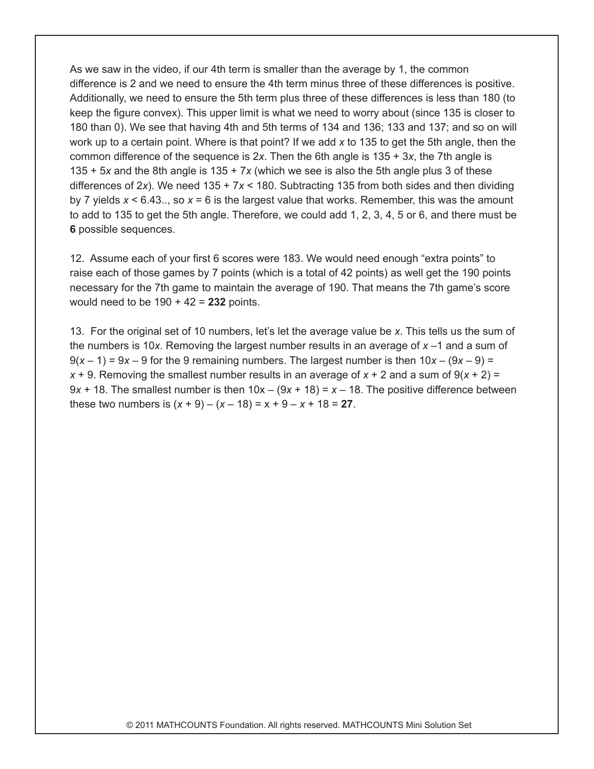As we saw in the video, if our 4th term is smaller than the average by 1, the common difference is 2 and we need to ensure the 4th term minus three of these differences is positive. Additionally, we need to ensure the 5th term plus three of these differences is less than 180 (to keep the figure convex). This upper limit is what we need to worry about (since 135 is closer to 180 than 0). We see that having 4th and 5th terms of 134 and 136; 133 and 137; and so on will work up to a certain point. Where is that point? If we add $x$ to 135 to get the 5th angle, then the common difference of the sequence is $2x$. Then the 6th angle is $135 + 3x$, the 7th angle is $135 + 5x$ and the 8th angle is $135 + 7x$ (which we see is also the 5th angle plus 3 of these differences of $2x$). We need $135 + 7x < 180$. Subtracting 135 from both sides and then dividing by 7 yields $x < 6.43..$, so $x = 6$ is the largest value that works. Remember, this was the amount to add to 135 to get the 5th angle. Therefore, we could add 1, 2, 3, 4, 5 or 6, and there must be **6** possible sequences.

12. Assume each of your first 6 scores were 183. We would need enough "extra points" to raise each of those games by 7 points (which is a total of 42 points) as well get the 190 points necessary for the 7th game to maintain the average of 190. That means the 7th game's score would need to be 190 + 42 = **232** points.

13. For the original set of 10 numbers, let's let the average value be $x$. This tells us the sum of the numbers is $10x$. Removing the largest number results in an average of $x - 1$ and a sum of $9(x - 1) = 9x - 9$ for the 9 remaining numbers. The largest number is then $10x - (9x - 9) = x + 9$. Removing the smallest number results in an average of $x + 2$ and a sum of $9(x + 2) = 9x + 18$. The smallest number is then $10x - (9x + 18) = x - 18$. The positive difference between these two numbers is $(x + 9) - (x - 18) = x + 9 - x + 18 =$ **27**.

© 2011 MATHCOUNTS Foundation. All rights reserved. MATHCOUNTS Mini Solution Set